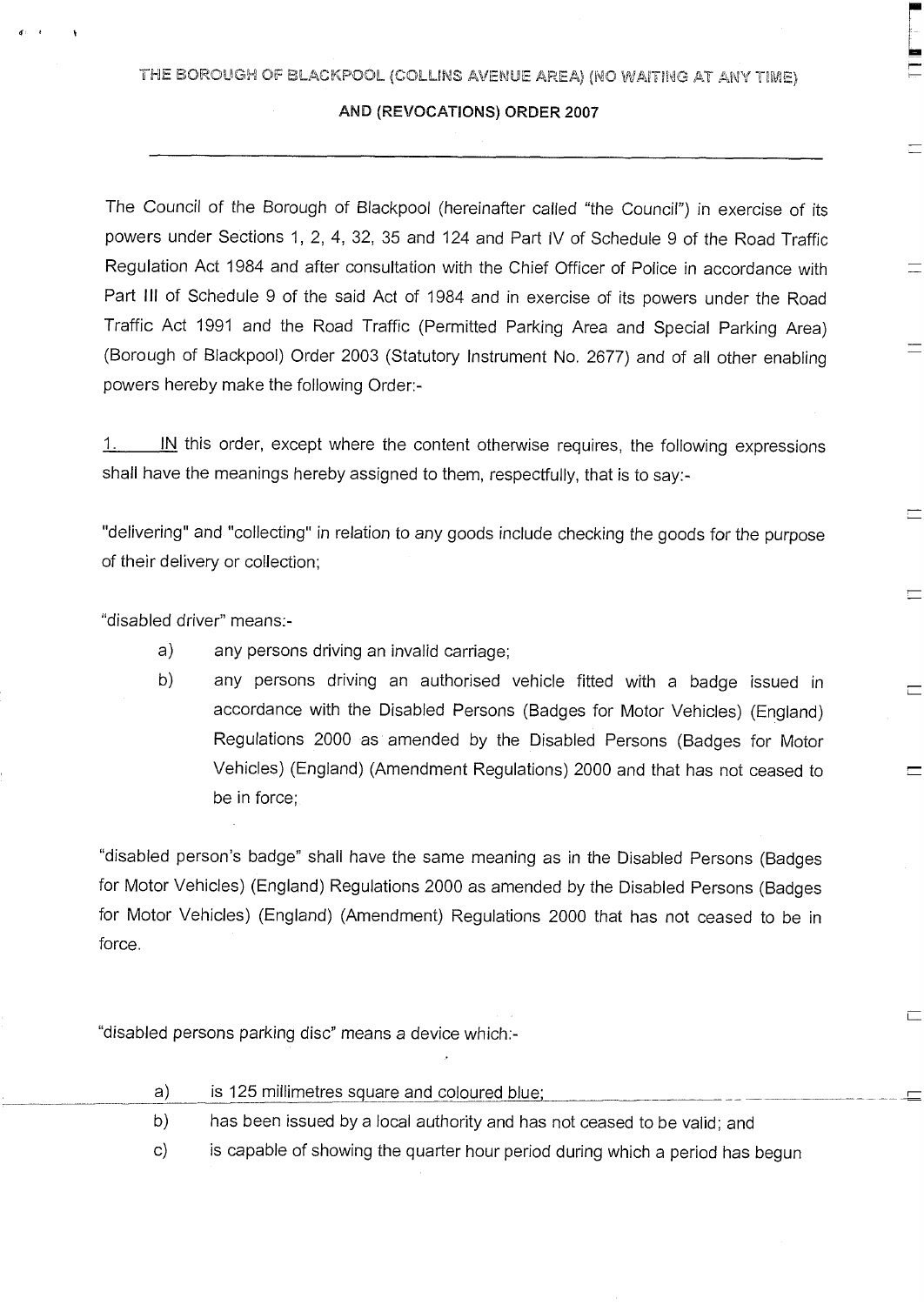# THE BOROUGH OF BLACKPOOL (COLLINS AVENUE AREA) (NO WAITING AT ANY TIME) AND (REVOCATIONS) ORDER 2007

---

The Council of the Borough of Blackpool (hereinafter called "the Council") in exercise of its powers under Sections 1, 2, 4, 32, 35 and 124 and Part IV of Schedule 9 of the Road Traffic Regulation Act 1984 and after consultation with the Chief Officer of Police in accordance with Part III of Schedule 9 of the said Act of 1984 and in exercise of its powers under the Road Traffic Act 1991 and the Road Traffic (Permitted Parking Area and Special Parking Area) (Borough of Blackpool) Order 2003 (Statutory Instrument No. 2677) and of all other enabling powers hereby make the following Order:-

1. IN this order, except where the content otherwise requires, the following expressions shall have the meanings hereby assigned to them, respectfully, that is to say:-

"delivering" and "collecting" in relation to any goods include checking the goods for the purpose of their delivery or collection;

"disabled driver" means:-

a) any persons driving an invalid carriage;

b) any persons driving an authorised vehicle fitted with a badge issued in accordance with the Disabled Persons (Badges for Motor Vehicles) (England) Regulations 2000 as amended by the Disabled Persons (Badges for Motor Vehicles) (England) (Amendment Regulations) 2000 and that has not ceased to be in force;

"disabled person's badge" shall have the same meaning as in the Disabled Persons (Badges for Motor Vehicles) (England) Regulations 2000 as amended by the Disabled Persons (Badges for Motor Vehicles) (England) (Amendment) Regulations 2000 that has not ceased to be in force.

"disabled persons parking disc" means a device which:-

a) is 125 millimetres square and coloured blue;

b) has been issued by a local authority and has not ceased to be valid; and

c) is capable of showing the quarter hour period during which a period has begun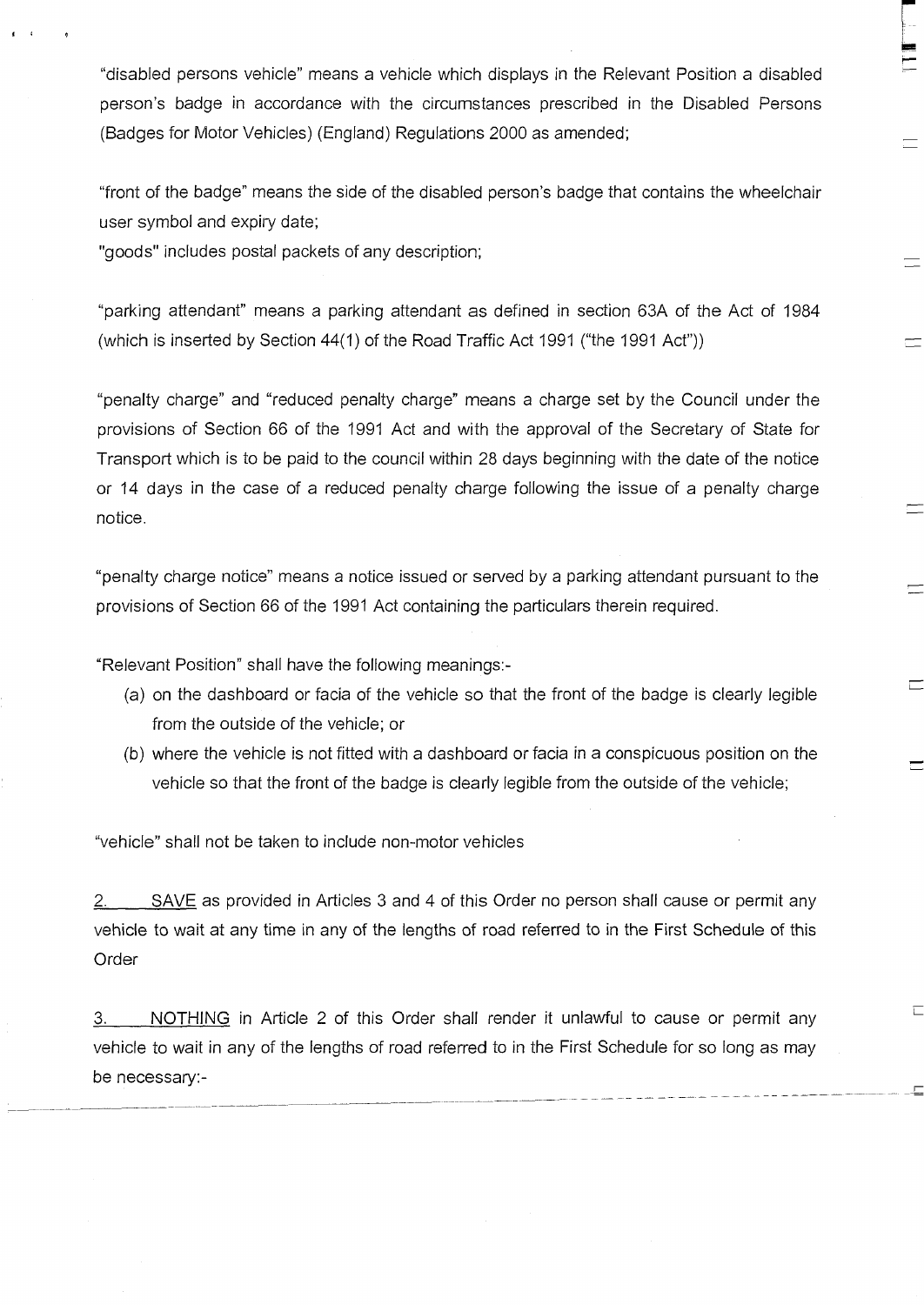"disabled persons vehicle" means a vehicle which displays in the Relevant Position a disabled person's badge in accordance with the circumstances prescribed in the Disabled Persons (Badges for Motor Vehicles) (England) Regulations 2000 as amended;

"front of the badge" means the side of the disabled person's badge that contains the wheelchair user symbol and expiry date;

"goods" includes postal packets of any description;

"parking attendant" means a parking attendant as defined in section 63A of the Act of 1984 (which is inserted by Section 44(1) of the Road Traffic Act 1991 ("the 1991 Act"))

"penalty charge" and "reduced penalty charge" means a charge set by the Council under the provisions of Section 66 of the 1991 Act and with the approval of the Secretary of State for Transport which is to be paid to the council within 28 days beginning with the date of the notice or 14 days in the case of a reduced penalty charge following the issue of a penalty charge notice.

"penalty charge notice" means a notice issued or served by a parking attendant pursuant to the provisions of Section 66 of the 1991 Act containing the particulars therein required.

"Relevant Position" shall have the following meanings:-

(a) on the dashboard or facia of the vehicle so that the front of the badge is clearly legible from the outside of the vehicle; or
(b) where the vehicle is not fitted with a dashboard or facia in a conspicuous position on the vehicle so that the front of the badge is clearly legible from the outside of the vehicle;

"vehicle" shall not be taken to include non-motor vehicles

2. SAVE as provided in Articles 3 and 4 of this Order no person shall cause or permit any vehicle to wait at any time in any of the lengths of road referred to in the First Schedule of this Order

3. NOTHING in Article 2 of this Order shall render it unlawful to cause or permit any vehicle to wait in any of the lengths of road referred to in the First Schedule for so long as may be necessary:-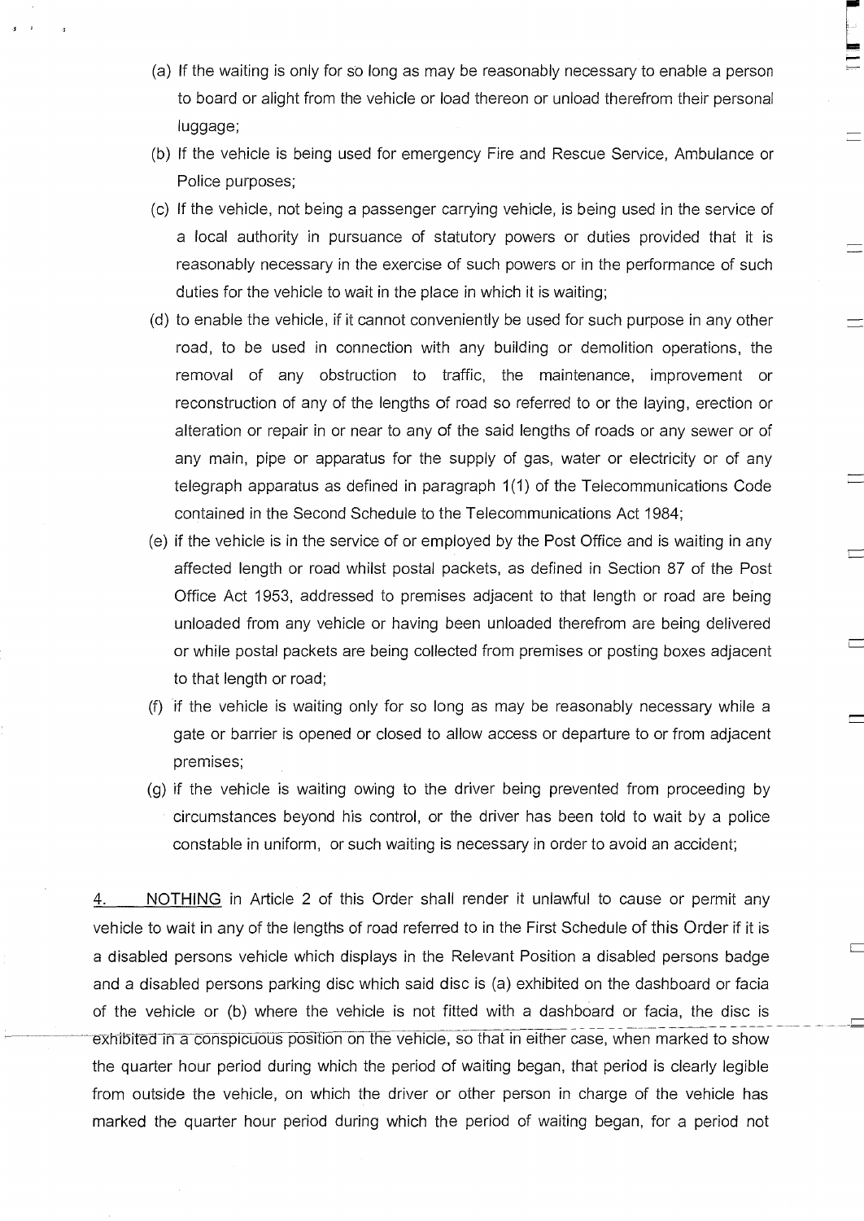(a) If the waiting is only for so long as may be reasonably necessary to enable a person to board or alight from the vehicle or load thereon or unload therefrom their personal luggage;

(b) If the vehicle is being used for emergency Fire and Rescue Service, Ambulance or Police purposes;

(c) If the vehicle, not being a passenger carrying vehicle, is being used in the service of a local authority in pursuance of statutory powers or duties provided that it is reasonably necessary in the exercise of such powers or in the performance of such duties for the vehicle to wait in the place in which it is waiting;

(d) to enable the vehicle, if it cannot conveniently be used for such purpose in any other road, to be used in connection with any building or demolition operations, the removal of any obstruction to traffic, the maintenance, improvement or reconstruction of any of the lengths of road so referred to or the laying, erection or alteration or repair in or near to any of the said lengths of roads or any sewer or of any main, pipe or apparatus for the supply of gas, water or electricity or of any telegraph apparatus as defined in paragraph 1(1) of the Telecommunications Code contained in the Second Schedule to the Telecommunications Act 1984;

(e) if the vehicle is in the service of or employed by the Post Office and is waiting in any affected length or road whilst postal packets, as defined in Section 87 of the Post Office Act 1953, addressed to premises adjacent to that length or road are being unloaded from any vehicle or having been unloaded therefrom are being delivered or while postal packets are being collected from premises or posting boxes adjacent to that length or road;

(f) if the vehicle is waiting only for so long as may be reasonably necessary while a gate or barrier is opened or closed to allow access or departure to or from adjacent premises;

(g) if the vehicle is waiting owing to the driver being prevented from proceeding by circumstances beyond his control, or the driver has been told to wait by a police constable in uniform, or such waiting is necessary in order to avoid an accident;

4. NOTHING in Article 2 of this Order shall render it unlawful to cause or permit any vehicle to wait in any of the lengths of road referred to in the First Schedule of this Order if it is a disabled persons vehicle which displays in the Relevant Position a disabled persons badge and a disabled persons parking disc which said disc is (a) exhibited on the dashboard or facia of the vehicle or (b) where the vehicle is not fitted with a dashboard or facia, the disc is exhibited in a conspicuous position on the vehicle, so that in either case, when marked to show the quarter hour period during which the period of waiting began, that period is clearly legible from outside the vehicle, on which the driver or other person in charge of the vehicle has marked the quarter hour period during which the period of waiting began, for a period not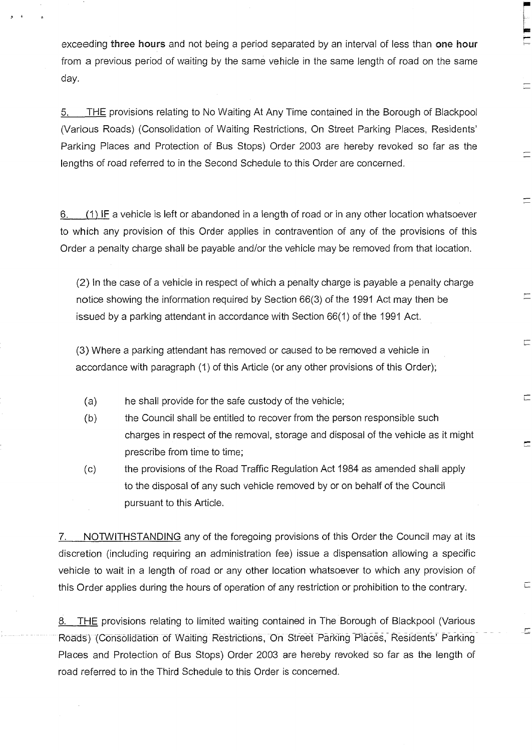exceeding **three hours** and not being a period separated by an interval of less than **one hour** from a previous period of waiting by the same vehicle in the same length of road on the same day.

5. THE provisions relating to No Waiting At Any Time contained in the Borough of Blackpool (Various Roads) (Consolidation of Waiting Restrictions, On Street Parking Places, Residents' Parking Places and Protection of Bus Stops) Order 2003 are hereby revoked so far as the lengths of road referred to in the Second Schedule to this Order are concerned.

6. (1) IF a vehicle is left or abandoned in a length of road or in any other location whatsoever to which any provision of this Order applies in contravention of any of the provisions of this Order a penalty charge shall be payable and/or the vehicle may be removed from that location.

(2) In the case of a vehicle in respect of which a penalty charge is payable a penalty charge notice showing the information required by Section 66(3) of the 1991 Act may then be issued by a parking attendant in accordance with Section 66(1) of the 1991 Act.

(3) Where a parking attendant has removed or caused to be removed a vehicle in accordance with paragraph (1) of this Article (or any other provisions of this Order);

- (a) he shall provide for the safe custody of the vehicle;
- (b) the Council shall be entitled to recover from the person responsible such charges in respect of the removal, storage and disposal of the vehicle as it might prescribe from time to time;
- (c) the provisions of the Road Traffic Regulation Act 1984 as amended shall apply to the disposal of any such vehicle removed by or on behalf of the Council pursuant to this Article.

7. NOTWITHSTANDING any of the foregoing provisions of this Order the Council may at its discretion (including requiring an administration fee) issue a dispensation allowing a specific vehicle to wait in a length of road or any other location whatsoever to which any provision of this Order applies during the hours of operation of any restriction or prohibition to the contrary.

8. THE provisions relating to limited waiting contained in The Borough of Blackpool (Various Roads) (Consolidation of Waiting Restrictions, On Street Parking Places, Residents' Parking Places and Protection of Bus Stops) Order 2003 are hereby revoked so far as the length of road referred to in the Third Schedule to this Order is concerned.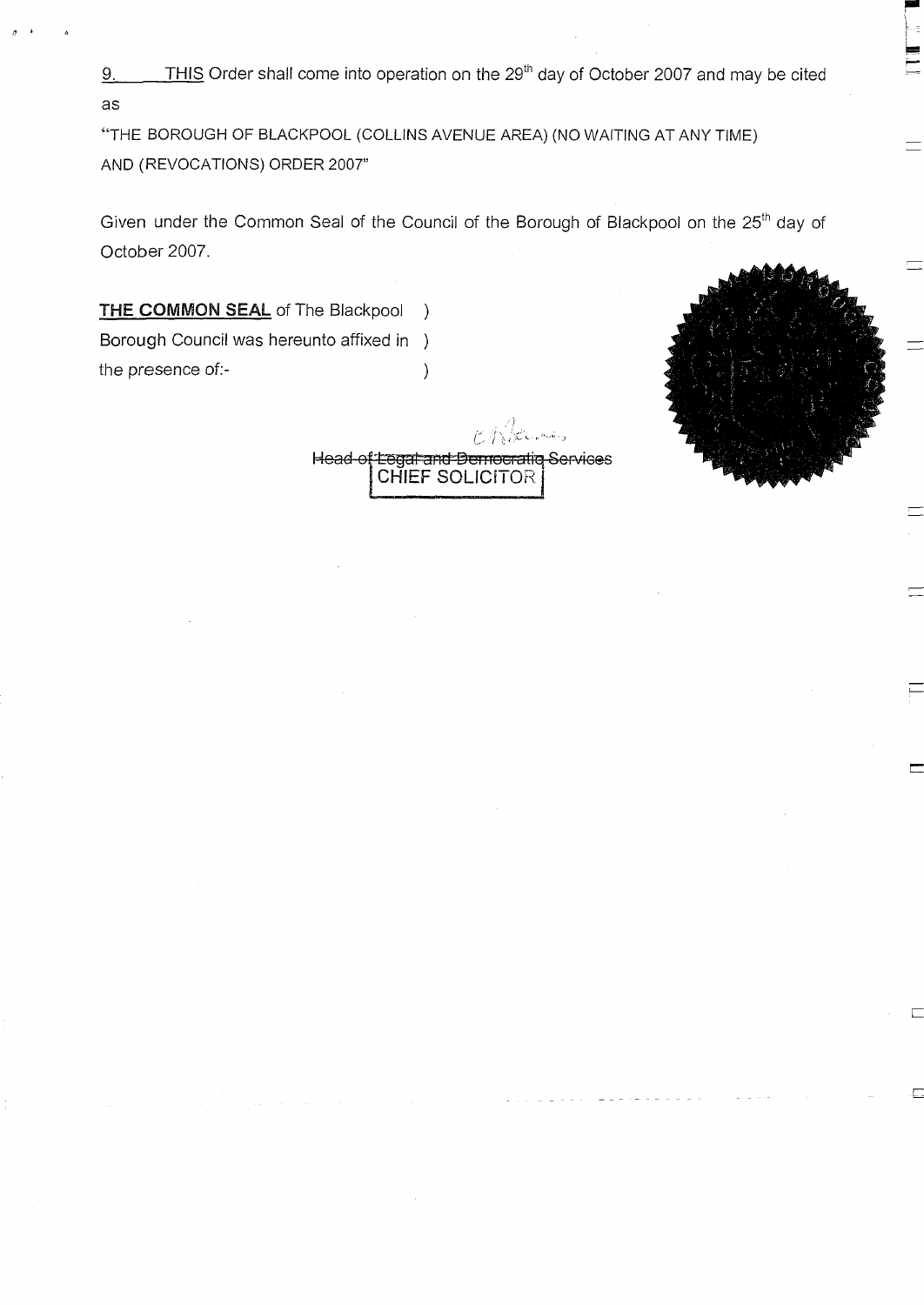9. THIS Order shall come into operation on the 29th day of October 2007 and may be cited as

"THE BOROUGH OF BLACKPOOL (COLLINS AVENUE AREA) (NO WAITING AT ANY TIME) AND (REVOCATIONS) ORDER 2007"

Given under the Common Seal of the Council of the Borough of Blackpool on the 25th day of October 2007.

**THE COMMON SEAL** of The Blackpool )
Borough Council was hereunto affixed in )
the presence of:- )

~~Head of Legal and Democratic Services~~
CHIEF SOLICITOR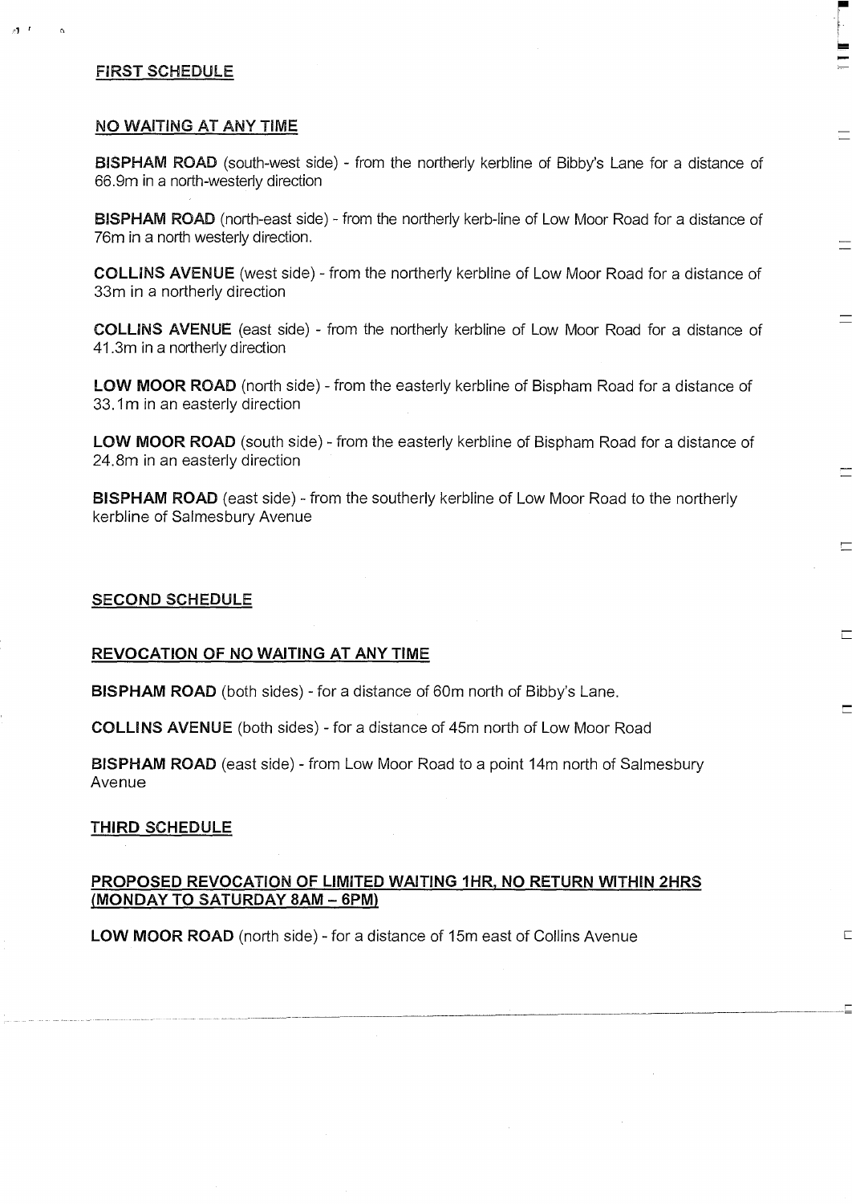## FIRST SCHEDULE

### NO WAITING AT ANY TIME

**BISPHAM ROAD** (south-west side) - from the northerly kerbline of Bibby's Lane for a distance of 66.9m in a north-westerly direction

**BISPHAM ROAD** (north-east side) - from the northerly kerb-line of Low Moor Road for a distance of 76m in a north westerly direction.

**COLLINS AVENUE** (west side) - from the northerly kerbline of Low Moor Road for a distance of 33m in a northerly direction

**COLLINS AVENUE** (east side) - from the northerly kerbline of Low Moor Road for a distance of 41.3m in a northerly direction

**LOW MOOR ROAD** (north side) - from the easterly kerbline of Bispham Road for a distance of 33.1m in an easterly direction

**LOW MOOR ROAD** (south side) - from the easterly kerbline of Bispham Road for a distance of 24.8m in an easterly direction

**BISPHAM ROAD** (east side) - from the southerly kerbline of Low Moor Road to the northerly kerbline of Salmesbury Avenue

## SECOND SCHEDULE

### REVOCATION OF NO WAITING AT ANY TIME

**BISPHAM ROAD** (both sides) - for a distance of 60m north of Bibby's Lane.

**COLLINS AVENUE** (both sides) - for a distance of 45m north of Low Moor Road

**BISPHAM ROAD** (east side) - from Low Moor Road to a point 14m north of Salmesbury Avenue

## THIRD SCHEDULE

### PROPOSED REVOCATION OF LIMITED WAITING 1HR, NO RETURN WITHIN 2HRS (MONDAY TO SATURDAY 8AM – 6PM)

**LOW MOOR ROAD** (north side) - for a distance of 15m east of Collins Avenue